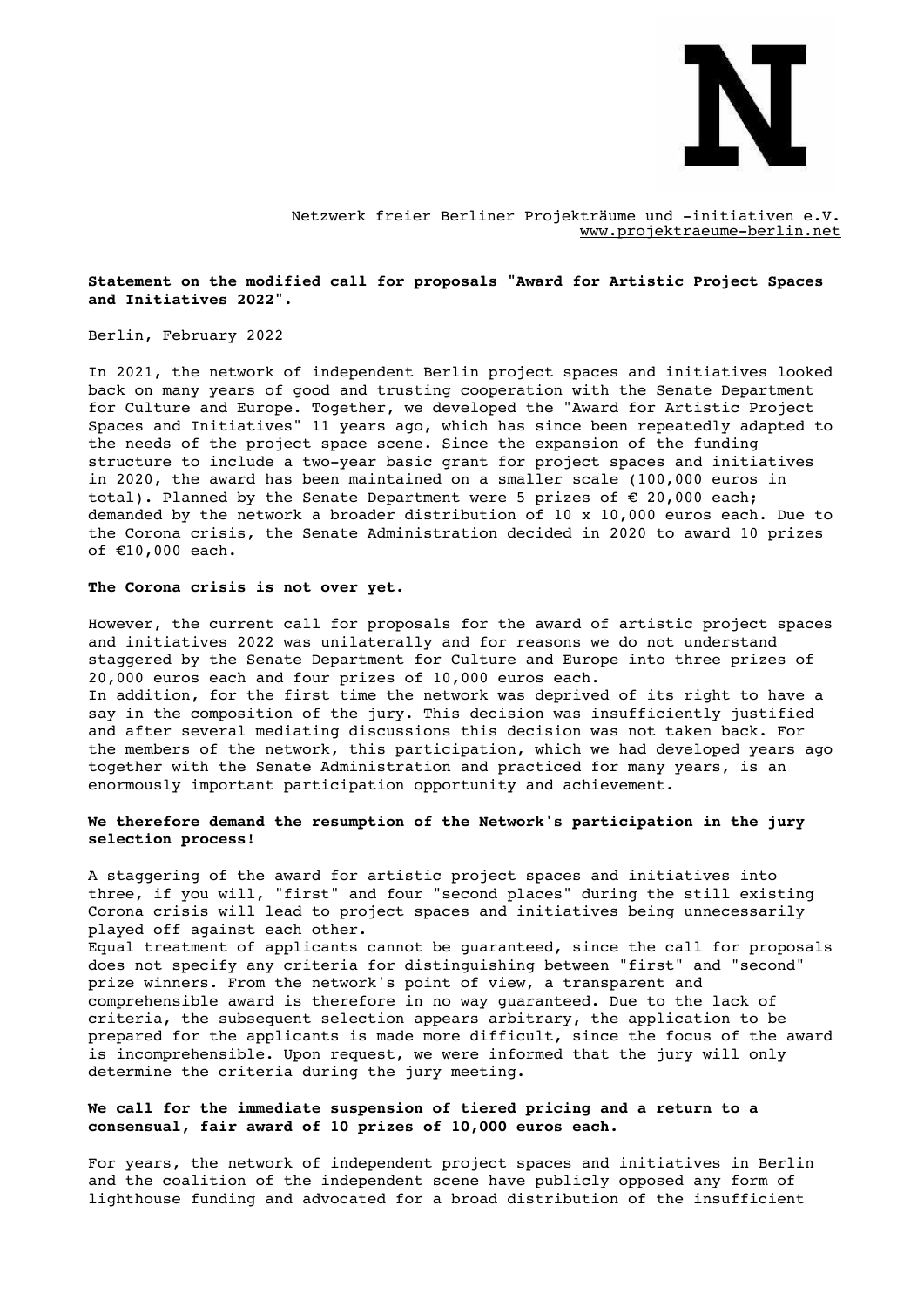Netzwerk freier Berliner Projekträume und -initiativen e.V.
www.projektraeume-berlin.net

**Statement on the modified call for proposals "Award for Artistic Project Spaces and Initiatives 2022".**

Berlin, February 2022

In 2021, the network of independent Berlin project spaces and initiatives looked back on many years of good and trusting cooperation with the Senate Department for Culture and Europe. Together, we developed the "Award for Artistic Project Spaces and Initiatives" 11 years ago, which has since been repeatedly adapted to the needs of the project space scene. Since the expansion of the funding structure to include a two-year basic grant for project spaces and initiatives in 2020, the award has been maintained on a smaller scale (100,000 euros in total). Planned by the Senate Department were 5 prizes of € 20,000 each; demanded by the network a broader distribution of 10 x 10,000 euros each. Due to the Corona crisis, the Senate Administration decided in 2020 to award 10 prizes of €10,000 each.

**The Corona crisis is not over yet.**

However, the current call for proposals for the award of artistic project spaces and initiatives 2022 was unilaterally and for reasons we do not understand staggered by the Senate Department for Culture and Europe into three prizes of 20,000 euros each and four prizes of 10,000 euros each.
In addition, for the first time the network was deprived of its right to have a say in the composition of the jury. This decision was insufficiently justified and after several mediating discussions this decision was not taken back. For the members of the network, this participation, which we had developed years ago together with the Senate Administration and practiced for many years, is an enormously important participation opportunity and achievement.

**We therefore demand the resumption of the Network's participation in the jury selection process!**

A staggering of the award for artistic project spaces and initiatives into three, if you will, "first" and four "second places" during the still existing Corona crisis will lead to project spaces and initiatives being unnecessarily played off against each other.
Equal treatment of applicants cannot be guaranteed, since the call for proposals does not specify any criteria for distinguishing between "first" and "second" prize winners. From the network's point of view, a transparent and comprehensible award is therefore in no way guaranteed. Due to the lack of criteria, the subsequent selection appears arbitrary, the application to be prepared for the applicants is made more difficult, since the focus of the award is incomprehensible. Upon request, we were informed that the jury will only determine the criteria during the jury meeting.

**We call for the immediate suspension of tiered pricing and a return to a consensual, fair award of 10 prizes of 10,000 euros each.**

For years, the network of independent project spaces and initiatives in Berlin and the coalition of the independent scene have publicly opposed any form of lighthouse funding and advocated for a broad distribution of the insufficient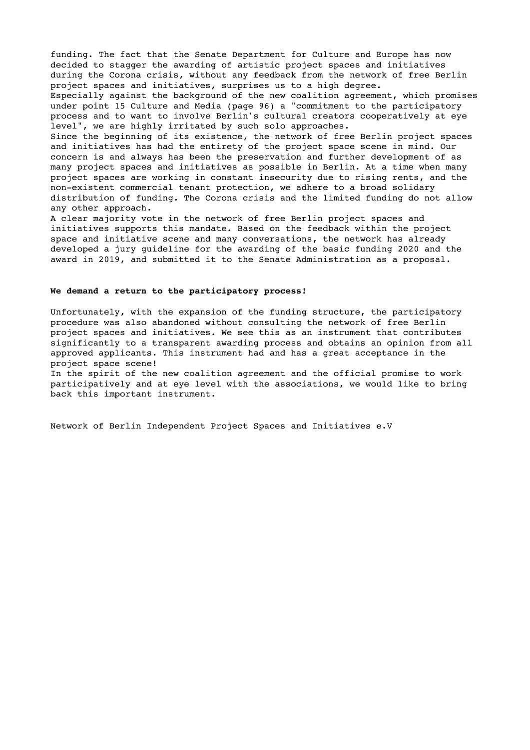funding. The fact that the Senate Department for Culture and Europe has now decided to stagger the awarding of artistic project spaces and initiatives during the Corona crisis, without any feedback from the network of free Berlin project spaces and initiatives, surprises us to a high degree.
Especially against the background of the new coalition agreement, which promises under point 15 Culture and Media (page 96) a "commitment to the participatory process and to want to involve Berlin's cultural creators cooperatively at eye level", we are highly irritated by such solo approaches.
Since the beginning of its existence, the network of free Berlin project spaces and initiatives has had the entirety of the project space scene in mind. Our concern is and always has been the preservation and further development of as many project spaces and initiatives as possible in Berlin. At a time when many project spaces are working in constant insecurity due to rising rents, and the non-existent commercial tenant protection, we adhere to a broad solidary distribution of funding. The Corona crisis and the limited funding do not allow any other approach.
A clear majority vote in the network of free Berlin project spaces and initiatives supports this mandate. Based on the feedback within the project space and initiative scene and many conversations, the network has already developed a jury guideline for the awarding of the basic funding 2020 and the award in 2019, and submitted it to the Senate Administration as a proposal.

**We demand a return to the participatory process!**

Unfortunately, with the expansion of the funding structure, the participatory procedure was also abandoned without consulting the network of free Berlin project spaces and initiatives. We see this as an instrument that contributes significantly to a transparent awarding process and obtains an opinion from all approved applicants. This instrument had and has a great acceptance in the project space scene!
In the spirit of the new coalition agreement and the official promise to work participatively and at eye level with the associations, we would like to bring back this important instrument.

Network of Berlin Independent Project Spaces and Initiatives e.V